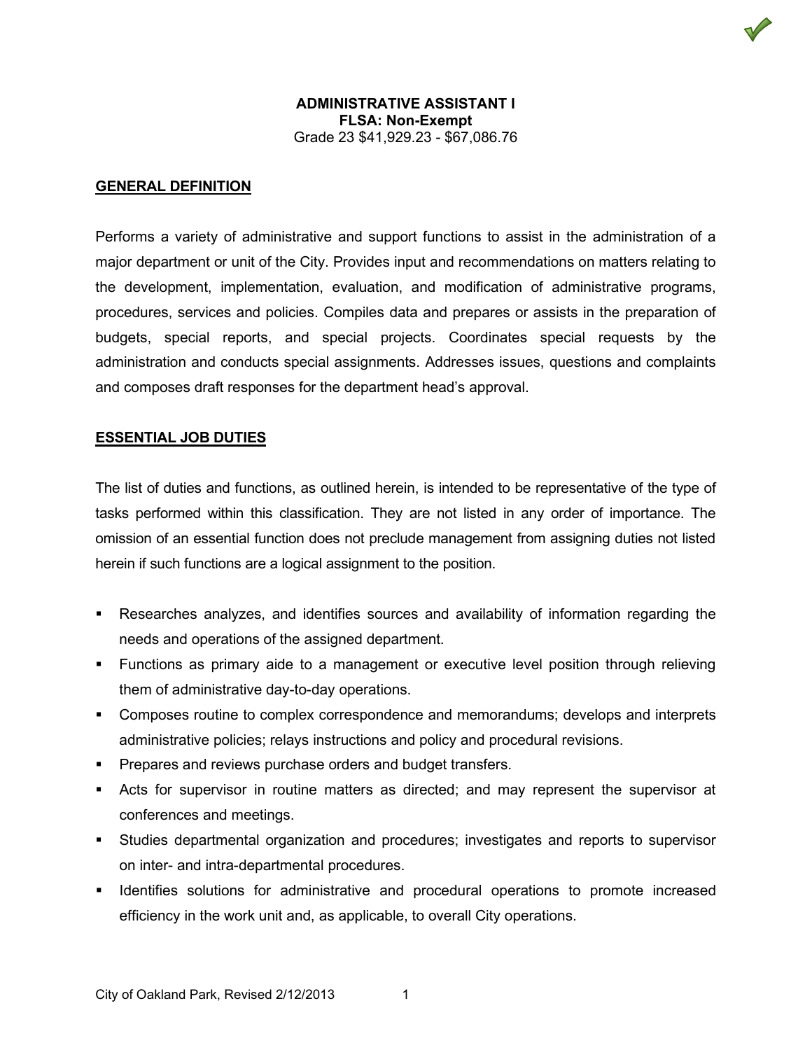# ADMINISTRATIVE ASSISTANT I

**FLSA: Non-Exempt**

Grade 23 $41,929.23 - $67,086.76

## GENERAL DEFINITION

Performs a variety of administrative and support functions to assist in the administration of a major department or unit of the City. Provides input and recommendations on matters relating to the development, implementation, evaluation, and modification of administrative programs, procedures, services and policies. Compiles data and prepares or assists in the preparation of budgets, special reports, and special projects. Coordinates special requests by the administration and conducts special assignments. Addresses issues, questions and complaints and composes draft responses for the department head's approval.

## ESSENTIAL JOB DUTIES

The list of duties and functions, as outlined herein, is intended to be representative of the type of tasks performed within this classification. They are not listed in any order of importance. The omission of an essential function does not preclude management from assigning duties not listed herein if such functions are a logical assignment to the position.

- Researches analyzes, and identifies sources and availability of information regarding the needs and operations of the assigned department.
- Functions as primary aide to a management or executive level position through relieving them of administrative day-to-day operations.
- Composes routine to complex correspondence and memorandums; develops and interprets administrative policies; relays instructions and policy and procedural revisions.
- Prepares and reviews purchase orders and budget transfers.
- Acts for supervisor in routine matters as directed; and may represent the supervisor at conferences and meetings.
- Studies departmental organization and procedures; investigates and reports to supervisor on inter- and intra-departmental procedures.
- Identifies solutions for administrative and procedural operations to promote increased efficiency in the work unit and, as applicable, to overall City operations.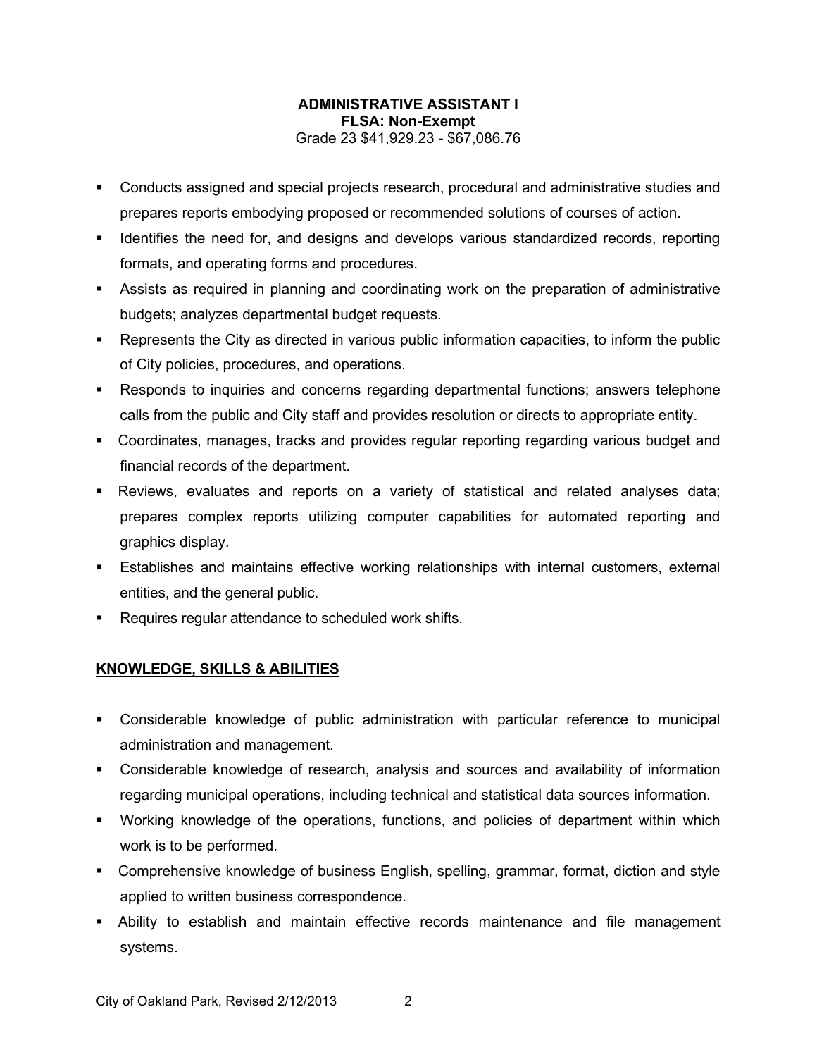**ADMINISTRATIVE ASSISTANT I**
**FLSA: Non-Exempt**
Grade 23 $41,929.23 - $67,086.76

- Conducts assigned and special projects research, procedural and administrative studies and prepares reports embodying proposed or recommended solutions of courses of action.
- Identifies the need for, and designs and develops various standardized records, reporting formats, and operating forms and procedures.
- Assists as required in planning and coordinating work on the preparation of administrative budgets; analyzes departmental budget requests.
- Represents the City as directed in various public information capacities, to inform the public of City policies, procedures, and operations.
- Responds to inquiries and concerns regarding departmental functions; answers telephone calls from the public and City staff and provides resolution or directs to appropriate entity.
- Coordinates, manages, tracks and provides regular reporting regarding various budget and financial records of the department.
- Reviews, evaluates and reports on a variety of statistical and related analyses data; prepares complex reports utilizing computer capabilities for automated reporting and graphics display.
- Establishes and maintains effective working relationships with internal customers, external entities, and the general public.
- Requires regular attendance to scheduled work shifts.

## KNOWLEDGE, SKILLS & ABILITIES

- Considerable knowledge of public administration with particular reference to municipal administration and management.
- Considerable knowledge of research, analysis and sources and availability of information regarding municipal operations, including technical and statistical data sources information.
- Working knowledge of the operations, functions, and policies of department within which work is to be performed.
- Comprehensive knowledge of business English, spelling, grammar, format, diction and style applied to written business correspondence.
- Ability to establish and maintain effective records maintenance and file management systems.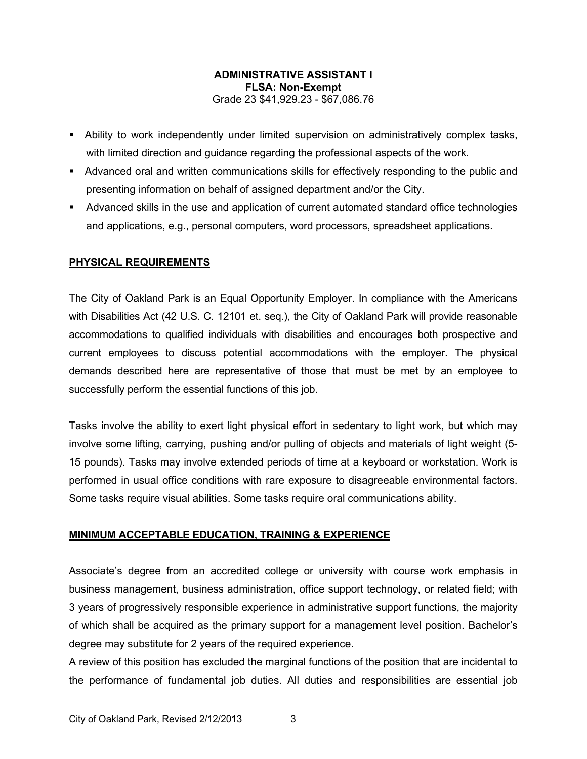**ADMINISTRATIVE ASSISTANT I**
**FLSA: Non-Exempt**
Grade 23 $41,929.23 - $67,086.76

- Ability to work independently under limited supervision on administratively complex tasks, with limited direction and guidance regarding the professional aspects of the work.
- Advanced oral and written communications skills for effectively responding to the public and presenting information on behalf of assigned department and/or the City.
- Advanced skills in the use and application of current automated standard office technologies and applications, e.g., personal computers, word processors, spreadsheet applications.

## PHYSICAL REQUIREMENTS

The City of Oakland Park is an Equal Opportunity Employer. In compliance with the Americans with Disabilities Act (42 U.S. C. 12101 et. seq.), the City of Oakland Park will provide reasonable accommodations to qualified individuals with disabilities and encourages both prospective and current employees to discuss potential accommodations with the employer. The physical demands described here are representative of those that must be met by an employee to successfully perform the essential functions of this job.

Tasks involve the ability to exert light physical effort in sedentary to light work, but which may involve some lifting, carrying, pushing and/or pulling of objects and materials of light weight (5-15 pounds). Tasks may involve extended periods of time at a keyboard or workstation. Work is performed in usual office conditions with rare exposure to disagreeable environmental factors. Some tasks require visual abilities. Some tasks require oral communications ability.

## MINIMUM ACCEPTABLE EDUCATION, TRAINING & EXPERIENCE

Associate's degree from an accredited college or university with course work emphasis in business management, business administration, office support technology, or related field; with 3 years of progressively responsible experience in administrative support functions, the majority of which shall be acquired as the primary support for a management level position. Bachelor's degree may substitute for 2 years of the required experience.

A review of this position has excluded the marginal functions of the position that are incidental to the performance of fundamental job duties. All duties and responsibilities are essential job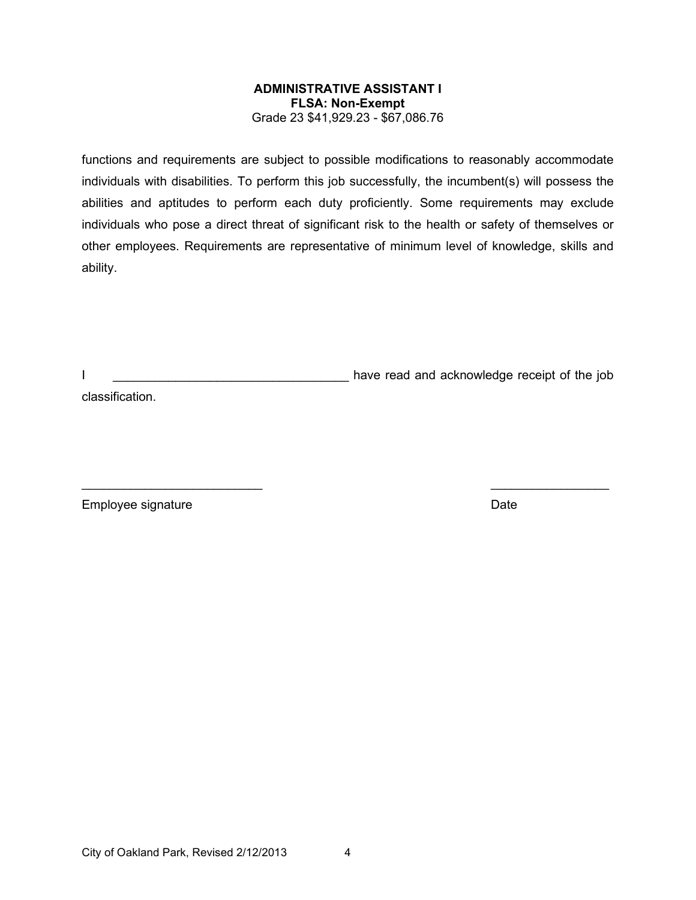**ADMINISTRATIVE ASSISTANT I**
**FLSA: Non-Exempt**
Grade 23 $41,929.23 - $67,086.76

functions and requirements are subject to possible modifications to reasonably accommodate individuals with disabilities. To perform this job successfully, the incumbent(s) will possess the abilities and aptitudes to perform each duty proficiently. Some requirements may exclude individuals who pose a direct threat of significant risk to the health or safety of themselves or other employees. Requirements are representative of minimum level of knowledge, skills and ability.

I ___________________________________ have read and acknowledge receipt of the job classification.

__________________________ _________________

Employee signature Date